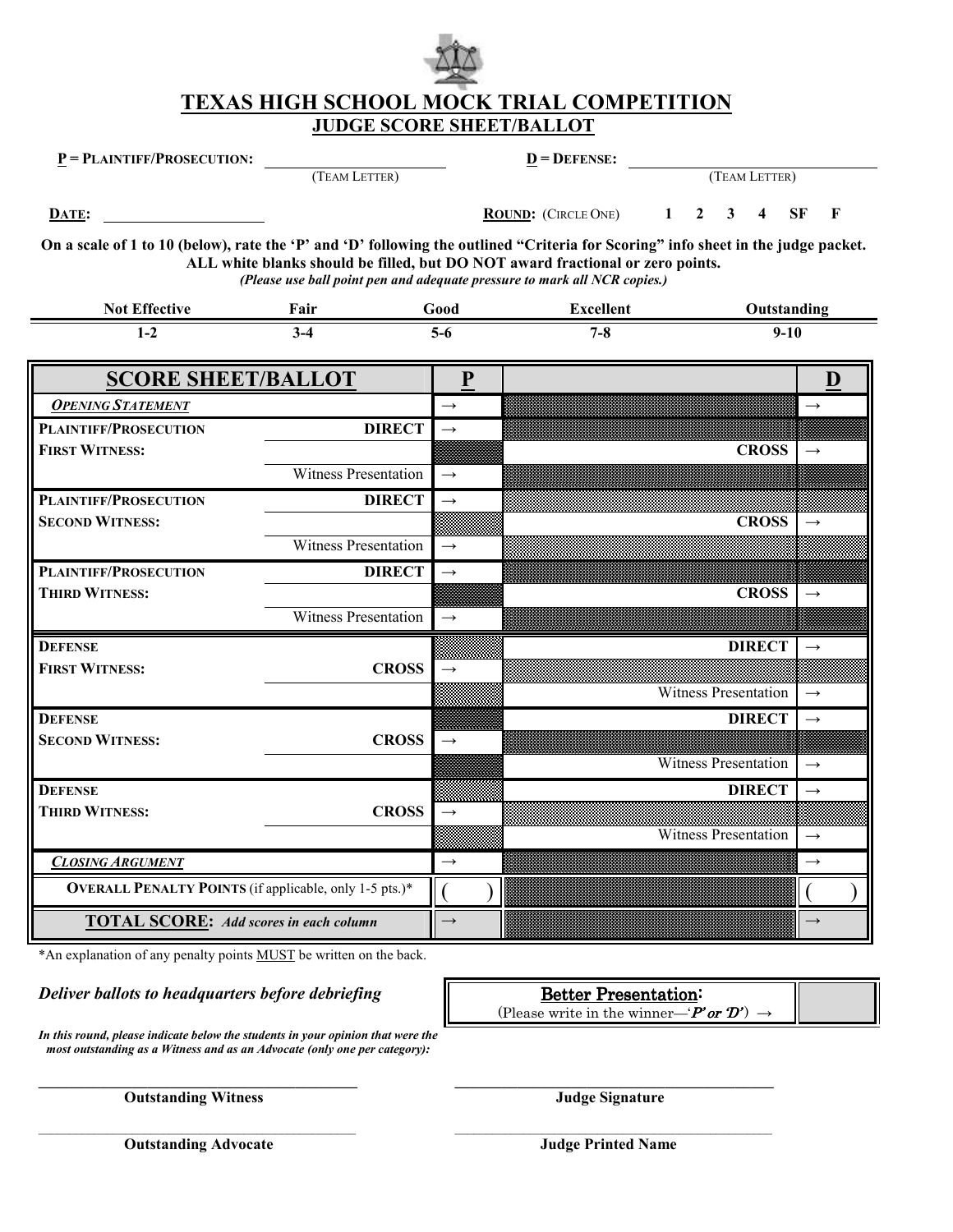# TEXAS HIGH SCHOOL MOCK TRIAL COMPETITION

## JUDGE SCORE SHEET/BALLOT

**P = PLAINTIFF/PROSECUTION:** ____________________ (TEAM LETTER)  **D = DEFENSE:** ____________________ (TEAM LETTER)

**DATE:** ____________________  **ROUND:** (CIRCLE ONE)  1  2  3  4  SF  F

**On a scale of 1 to 10 (below), rate the 'P' and 'D' following the outlined "Criteria for Scoring" info sheet in the judge packet. ALL white blanks should be filled, but DO NOT award fractional or zero points.**

***(Please use ball point pen and adequate pressure to mark all NCR copies.)***

| Not Effective | Fair | Good | Excellent | Outstanding |
|---|---|---|---|---|
| 1-2 | 3-4 | 5-6 | 7-8 | 9-10 |

| SCORE SHEET/BALLOT | | P | | D |
|---|---|---|---|---|
| ***OPENING STATEMENT*** | | → | | → |
| **PLAINTIFF/PROSECUTION** | **DIRECT** | → | | |
| **FIRST WITNESS:** | | | **CROSS** | → |
| | Witness Presentation | → | | |
| **PLAINTIFF/PROSECUTION** | **DIRECT** | → | | |
| **SECOND WITNESS:** | | | **CROSS** | → |
| | Witness Presentation | → | | |
| **PLAINTIFF/PROSECUTION** | **DIRECT** | → | | |
| **THIRD WITNESS:** | | | **CROSS** | → |
| | Witness Presentation | → | | |
| **DEFENSE** | | | **DIRECT** | → |
| **FIRST WITNESS:** | **CROSS** | → | | |
| | | | Witness Presentation | → |
| **DEFENSE** | | | **DIRECT** | → |
| **SECOND WITNESS:** | **CROSS** | → | | |
| | | | Witness Presentation | → |
| **DEFENSE** | | | **DIRECT** | → |
| **THIRD WITNESS:** | **CROSS** | → | | |
| | | | Witness Presentation | → |
| ***CLOSING ARGUMENT*** | | → | | → |
| **OVERALL PENALTY POINTS** (if applicable, only 1-5 pts.)* | | ( ) | | ( ) |
| **TOTAL SCORE:** *Add scores in each column* | | → | | → |

*An explanation of any penalty points MUST be written on the back.

***Deliver ballots to headquarters before debriefing***

| Better Presentation: (Please write in the winner—'*P*' or '*D*') → | |
|---|---|

***In this round, please indicate below the students in your opinion that were the most outstanding as a Witness and as an Advocate (only one per category):***

____________________ **Outstanding Witness**

____________________ **Judge Signature**

____________________ **Outstanding Advocate**

____________________ **Judge Printed Name**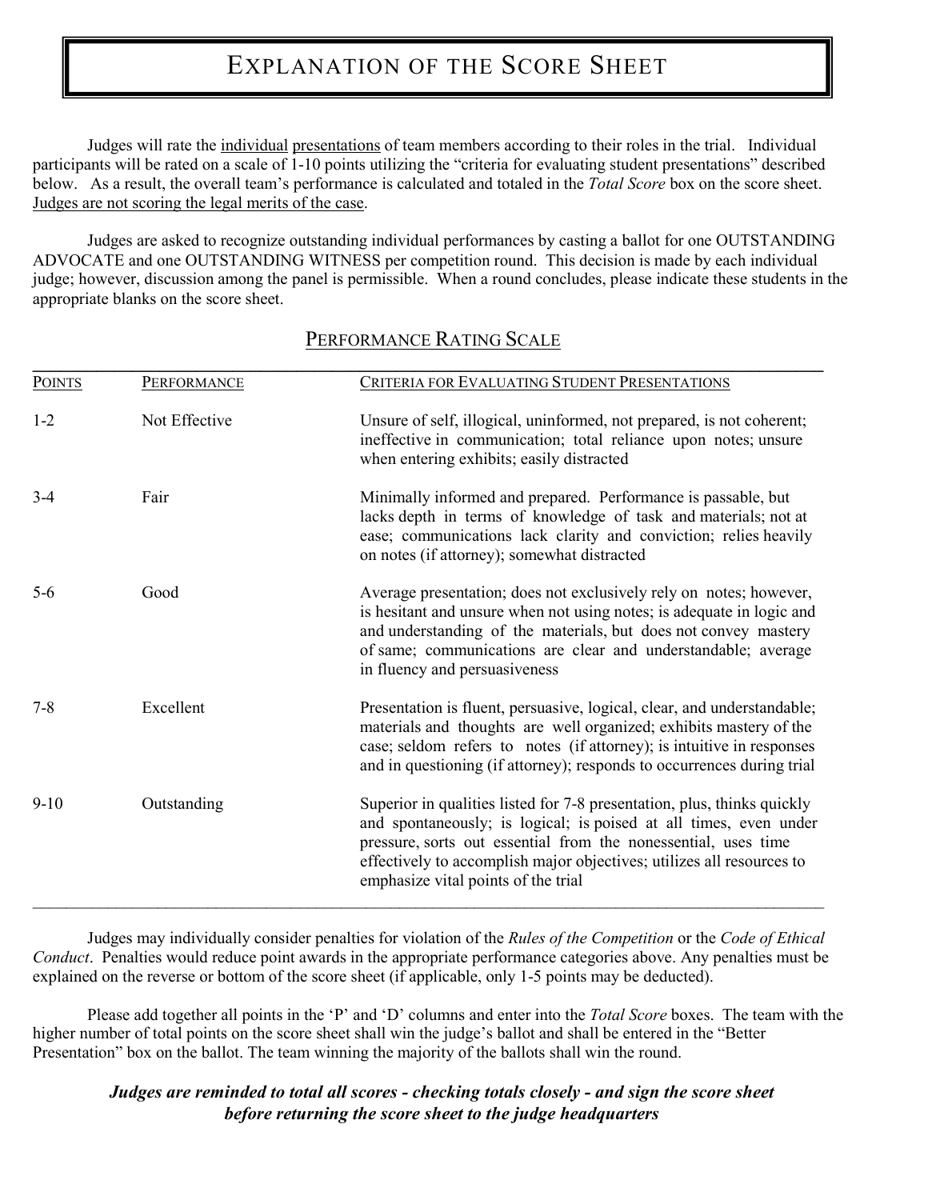# EXPLANATION OF THE SCORE SHEET

Judges will rate the individual presentations of team members according to their roles in the trial. Individual participants will be rated on a scale of 1-10 points utilizing the "criteria for evaluating student presentations" described below. As a result, the overall team's performance is calculated and totaled in the *Total Score* box on the score sheet. Judges are not scoring the legal merits of the case.

Judges are asked to recognize outstanding individual performances by casting a ballot for one OUTSTANDING ADVOCATE and one OUTSTANDING WITNESS per competition round. This decision is made by each individual judge; however, discussion among the panel is permissible. When a round concludes, please indicate these students in the appropriate blanks on the score sheet.

## PERFORMANCE RATING SCALE

| POINTS | PERFORMANCE | CRITERIA FOR EVALUATING STUDENT PRESENTATIONS |
|---|---|---|
| 1-2 | Not Effective | Unsure of self, illogical, uninformed, not prepared, is not coherent; ineffective in communication; total reliance upon notes; unsure when entering exhibits; easily distracted |
| 3-4 | Fair | Minimally informed and prepared. Performance is passable, but lacks depth in terms of knowledge of task and materials; not at ease; communications lack clarity and conviction; relies heavily on notes (if attorney); somewhat distracted |
| 5-6 | Good | Average presentation; does not exclusively rely on notes; however, is hesitant and unsure when not using notes; is adequate in logic and and understanding of the materials, but does not convey mastery of same; communications are clear and understandable; average in fluency and persuasiveness |
| 7-8 | Excellent | Presentation is fluent, persuasive, logical, clear, and understandable; materials and thoughts are well organized; exhibits mastery of the case; seldom refers to notes (if attorney); is intuitive in responses and in questioning (if attorney); responds to occurrences during trial |
| 9-10 | Outstanding | Superior in qualities listed for 7-8 presentation, plus, thinks quickly and spontaneously; is logical; is poised at all times, even under pressure, sorts out essential from the nonessential, uses time effectively to accomplish major objectives; utilizes all resources to emphasize vital points of the trial |

Judges may individually consider penalties for violation of the *Rules of the Competition* or the *Code of Ethical Conduct*. Penalties would reduce point awards in the appropriate performance categories above. Any penalties must be explained on the reverse or bottom of the score sheet (if applicable, only 1-5 points may be deducted).

Please add together all points in the 'P' and 'D' columns and enter into the *Total Score* boxes. The team with the higher number of total points on the score sheet shall win the judge's ballot and shall be entered in the "Better Presentation" box on the ballot. The team winning the majority of the ballots shall win the round.

***Judges are reminded to total all scores - checking totals closely - and sign the score sheet before returning the score sheet to the judge headquarters***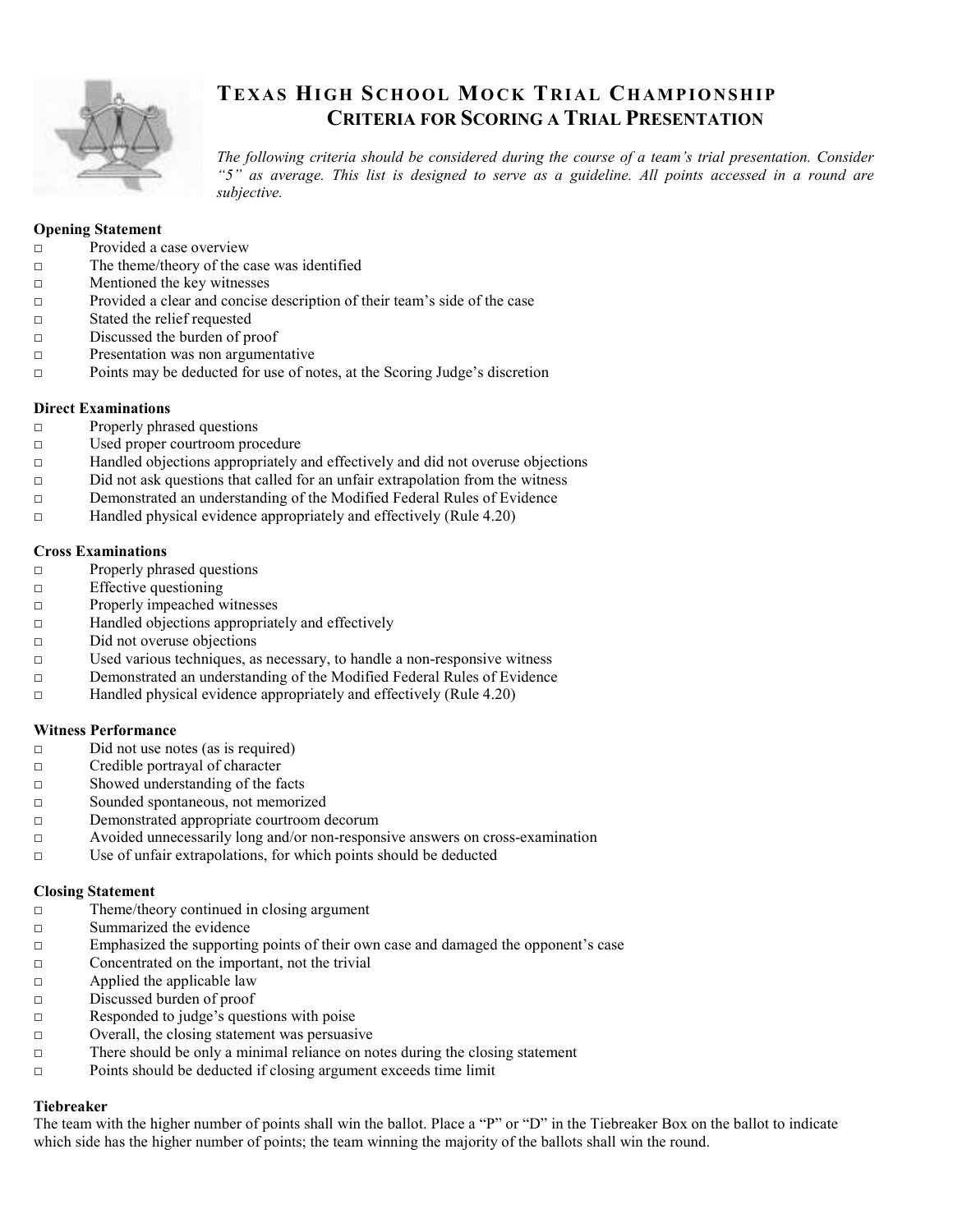# TEXAS HIGH SCHOOL MOCK TRIAL CHAMPIONSHIP

## CRITERIA FOR SCORING A TRIAL PRESENTATION

*The following criteria should be considered during the course of a team's trial presentation. Consider "5" as average. This list is designed to serve as a guideline. All points accessed in a round are subjective.*

**Opening Statement**

- □ Provided a case overview
- □ The theme/theory of the case was identified
- □ Mentioned the key witnesses
- □ Provided a clear and concise description of their team's side of the case
- □ Stated the relief requested
- □ Discussed the burden of proof
- □ Presentation was non argumentative
- □ Points may be deducted for use of notes, at the Scoring Judge's discretion

**Direct Examinations**

- □ Properly phrased questions
- □ Used proper courtroom procedure
- □ Handled objections appropriately and effectively and did not overuse objections
- □ Did not ask questions that called for an unfair extrapolation from the witness
- □ Demonstrated an understanding of the Modified Federal Rules of Evidence
- □ Handled physical evidence appropriately and effectively (Rule 4.20)

**Cross Examinations**

- □ Properly phrased questions
- □ Effective questioning
- □ Properly impeached witnesses
- □ Handled objections appropriately and effectively
- □ Did not overuse objections
- □ Used various techniques, as necessary, to handle a non-responsive witness
- □ Demonstrated an understanding of the Modified Federal Rules of Evidence
- □ Handled physical evidence appropriately and effectively (Rule 4.20)

**Witness Performance**

- □ Did not use notes (as is required)
- □ Credible portrayal of character
- □ Showed understanding of the facts
- □ Sounded spontaneous, not memorized
- □ Demonstrated appropriate courtroom decorum
- □ Avoided unnecessarily long and/or non-responsive answers on cross-examination
- □ Use of unfair extrapolations, for which points should be deducted

**Closing Statement**

- □ Theme/theory continued in closing argument
- □ Summarized the evidence
- □ Emphasized the supporting points of their own case and damaged the opponent's case
- □ Concentrated on the important, not the trivial
- □ Applied the applicable law
- □ Discussed burden of proof
- □ Responded to judge's questions with poise
- □ Overall, the closing statement was persuasive
- □ There should be only a minimal reliance on notes during the closing statement
- □ Points should be deducted if closing argument exceeds time limit

**Tiebreaker**

The team with the higher number of points shall win the ballot. Place a "P" or "D" in the Tiebreaker Box on the ballot to indicate which side has the higher number of points; the team winning the majority of the ballots shall win the round.